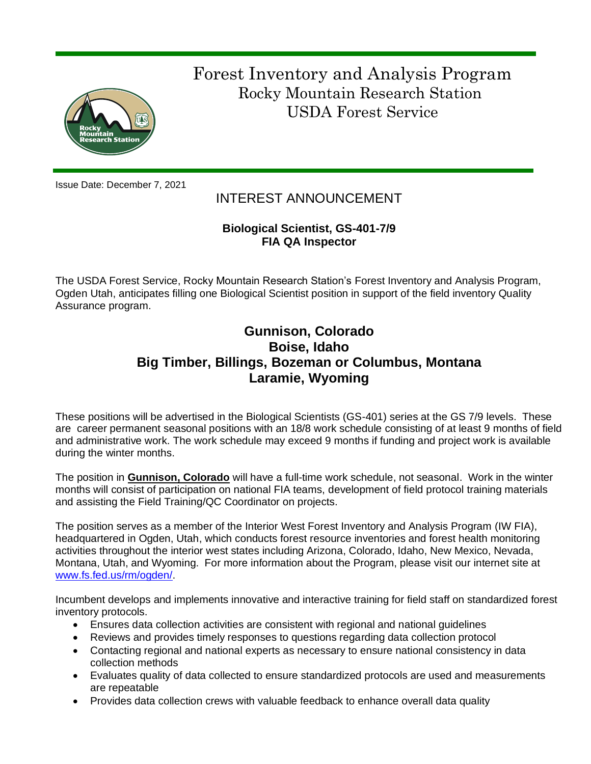# Forest Inventory and Analysis Program

## Rocky Mountain Research Station

## USDA Forest Service

Issue Date: December 7, 2021

## INTEREST ANNOUNCEMENT

**Biological Scientist, GS-401-7/9**
**FIA QA Inspector**

The USDA Forest Service, Rocky Mountain Research Station's Forest Inventory and Analysis Program, Ogden Utah, anticipates filling one Biological Scientist position in support of the field inventory Quality Assurance program.

## Gunnison, Colorado
## Boise, Idaho
## Big Timber, Billings, Bozeman or Columbus, Montana
## Laramie, Wyoming

These positions will be advertised in the Biological Scientists (GS-401) series at the GS 7/9 levels. These are career permanent seasonal positions with an 18/8 work schedule consisting of at least 9 months of field and administrative work. The work schedule may exceed 9 months if funding and project work is available during the winter months.

The position in **Gunnison, Colorado** will have a full-time work schedule, not seasonal. Work in the winter months will consist of participation on national FIA teams, development of field protocol training materials and assisting the Field Training/QC Coordinator on projects.

The position serves as a member of the Interior West Forest Inventory and Analysis Program (IW FIA), headquartered in Ogden, Utah, which conducts forest resource inventories and forest health monitoring activities throughout the interior west states including Arizona, Colorado, Idaho, New Mexico, Nevada, Montana, Utah, and Wyoming. For more information about the Program, please visit our internet site at www.fs.fed.us/rm/ogden/.

Incumbent develops and implements innovative and interactive training for field staff on standardized forest inventory protocols.

- Ensures data collection activities are consistent with regional and national guidelines
- Reviews and provides timely responses to questions regarding data collection protocol
- Contacting regional and national experts as necessary to ensure national consistency in data collection methods
- Evaluates quality of data collected to ensure standardized protocols are used and measurements are repeatable
- Provides data collection crews with valuable feedback to enhance overall data quality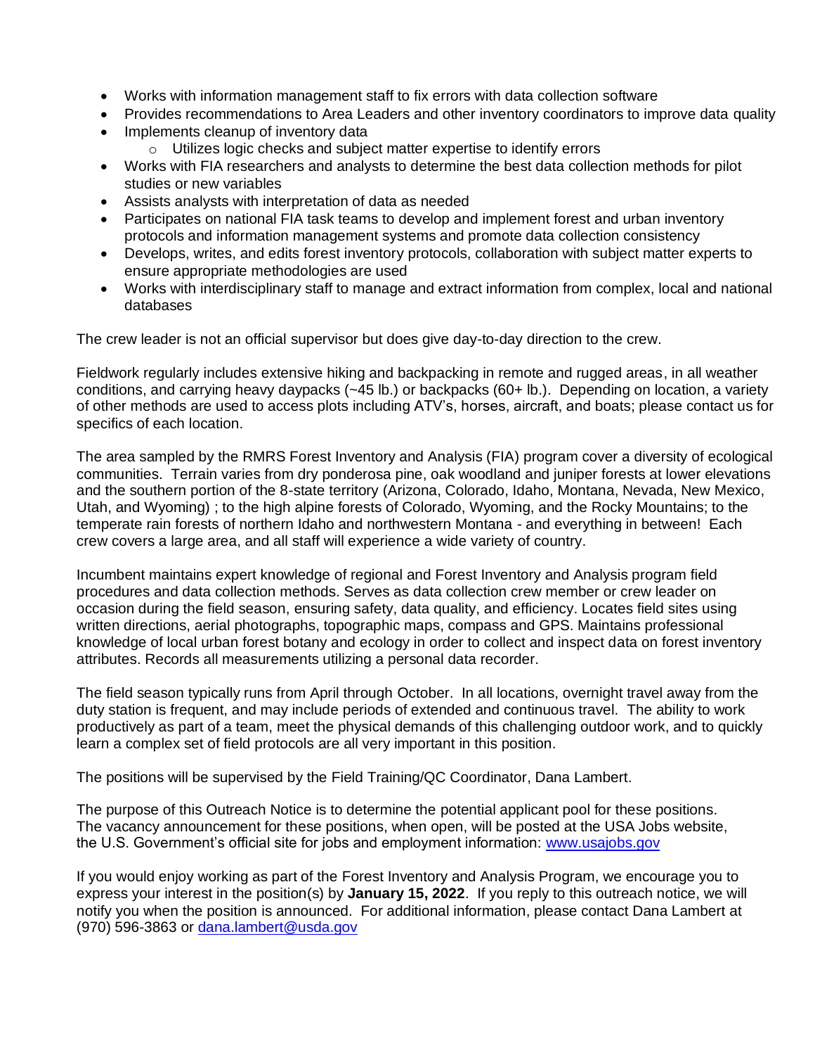- Works with information management staff to fix errors with data collection software
- Provides recommendations to Area Leaders and other inventory coordinators to improve data quality
- Implements cleanup of inventory data
    - Utilizes logic checks and subject matter expertise to identify errors
- Works with FIA researchers and analysts to determine the best data collection methods for pilot studies or new variables
- Assists analysts with interpretation of data as needed
- Participates on national FIA task teams to develop and implement forest and urban inventory protocols and information management systems and promote data collection consistency
- Develops, writes, and edits forest inventory protocols, collaboration with subject matter experts to ensure appropriate methodologies are used
- Works with interdisciplinary staff to manage and extract information from complex, local and national databases

The crew leader is not an official supervisor but does give day-to-day direction to the crew.

Fieldwork regularly includes extensive hiking and backpacking in remote and rugged areas, in all weather conditions, and carrying heavy daypacks (~45 lb.) or backpacks (60+ lb.). Depending on location, a variety of other methods are used to access plots including ATV's, horses, aircraft, and boats; please contact us for specifics of each location.

The area sampled by the RMRS Forest Inventory and Analysis (FIA) program cover a diversity of ecological communities. Terrain varies from dry ponderosa pine, oak woodland and juniper forests at lower elevations and the southern portion of the 8-state territory (Arizona, Colorado, Idaho, Montana, Nevada, New Mexico, Utah, and Wyoming) ; to the high alpine forests of Colorado, Wyoming, and the Rocky Mountains; to the temperate rain forests of northern Idaho and northwestern Montana - and everything in between! Each crew covers a large area, and all staff will experience a wide variety of country.

Incumbent maintains expert knowledge of regional and Forest Inventory and Analysis program field procedures and data collection methods. Serves as data collection crew member or crew leader on occasion during the field season, ensuring safety, data quality, and efficiency. Locates field sites using written directions, aerial photographs, topographic maps, compass and GPS. Maintains professional knowledge of local urban forest botany and ecology in order to collect and inspect data on forest inventory attributes. Records all measurements utilizing a personal data recorder.

The field season typically runs from April through October. In all locations, overnight travel away from the duty station is frequent, and may include periods of extended and continuous travel. The ability to work productively as part of a team, meet the physical demands of this challenging outdoor work, and to quickly learn a complex set of field protocols are all very important in this position.

The positions will be supervised by the Field Training/QC Coordinator, Dana Lambert.

The purpose of this Outreach Notice is to determine the potential applicant pool for these positions. The vacancy announcement for these positions, when open, will be posted at the USA Jobs website, the U.S. Government's official site for jobs and employment information: [www.usajobs.gov](http://www.usajobs.gov)

If you would enjoy working as part of the Forest Inventory and Analysis Program, we encourage you to express your interest in the position(s) by **January 15, 2022**. If you reply to this outreach notice, we will notify you when the position is announced. For additional information, please contact Dana Lambert at (970) 596-3863 or [dana.lambert@usda.gov](mailto:dana.lambert@usda.gov)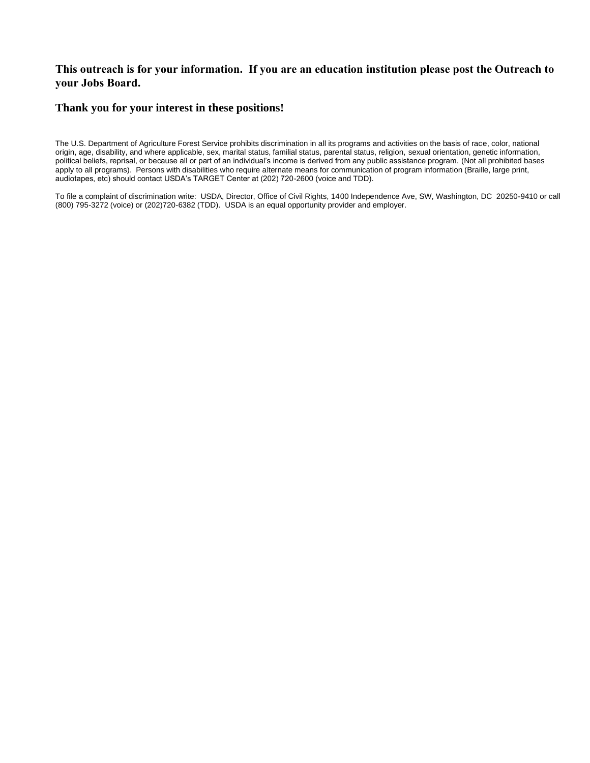**This outreach is for your information. If you are an education institution please post the Outreach to your Jobs Board.**

**Thank you for your interest in these positions!**

The U.S. Department of Agriculture Forest Service prohibits discrimination in all its programs and activities on the basis of race, color, national origin, age, disability, and where applicable, sex, marital status, familial status, parental status, religion, sexual orientation, genetic information, political beliefs, reprisal, or because all or part of an individual's income is derived from any public assistance program. (Not all prohibited bases apply to all programs). Persons with disabilities who require alternate means for communication of program information (Braille, large print, audiotapes, etc) should contact USDA's TARGET Center at (202) 720-2600 (voice and TDD).

To file a complaint of discrimination write: USDA, Director, Office of Civil Rights, 1400 Independence Ave, SW, Washington, DC 20250-9410 or call (800) 795-3272 (voice) or (202)720-6382 (TDD). USDA is an equal opportunity provider and employer.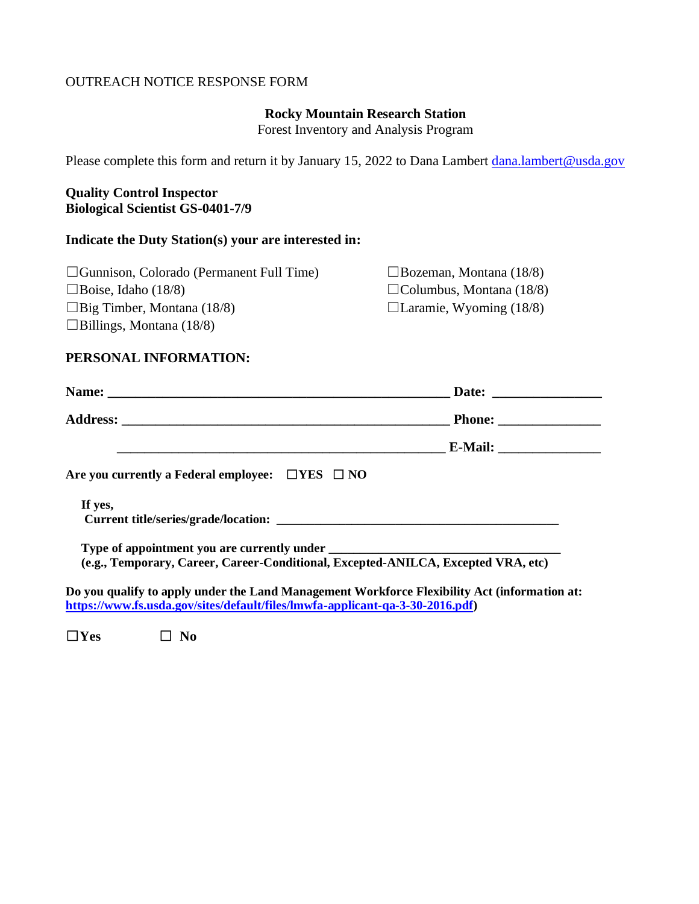OUTREACH NOTICE RESPONSE FORM

**Rocky Mountain Research Station**
Forest Inventory and Analysis Program

Please complete this form and return it by January 15, 2022 to Dana Lambert [dana.lambert@usda.gov](mailto:dana.lambert@usda.gov)

**Quality Control Inspector**
**Biological Scientist GS-0401-7/9**

**Indicate the Duty Station(s) your are interested in:**

☐Gunnison, Colorado (Permanent Full Time)
☐Boise, Idaho (18/8)
☐Big Timber, Montana (18/8)
☐Billings, Montana (18/8)
☐Bozeman, Montana (18/8)
☐Columbus, Montana (18/8)
☐Laramie, Wyoming (18/8)

**PERSONAL INFORMATION:**

**Name:** ____________________________________________________ **Date:** ________________

**Address:** _________________________________________________ **Phone:** _______________

_________________________________________________ **E-Mail:** _______________

**Are you currently a Federal employee:** ☐**YES** ☐ **NO**

**If yes,**
**Current title/series/grade/location:** _____________________________________________

**Type of appointment you are currently under** ___________________________________
**(e.g., Temporary, Career, Career-Conditional, Excepted-ANILCA, Excepted VRA, etc)**

**Do you qualify to apply under the Land Management Workforce Flexibility Act (information at: [https://www.fs.usda.gov/sites/default/files/lmwfa-applicant-qa-3-30-2016.pdf](https://www.fs.usda.gov/sites/default/files/lmwfa-applicant-qa-3-30-2016.pdf))**

☐**Yes** ☐ **No**